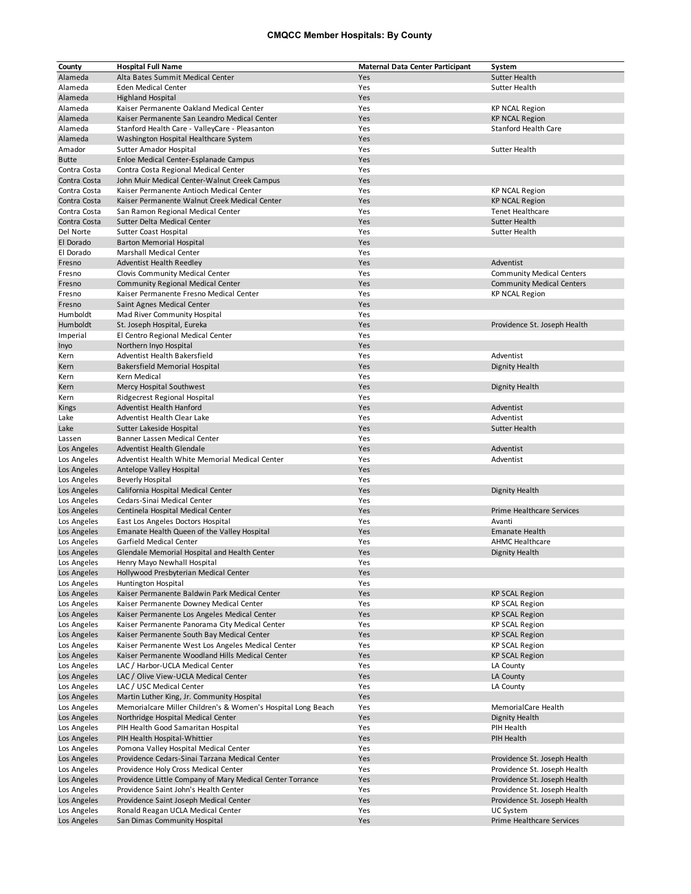# CMQCC Member Hospitals: By County

| County | Hospital Full Name | Maternal Data Center Participant | System |
|---|---|---|---|
| Alameda | Alta Bates Summit Medical Center | Yes | Sutter Health |
| Alameda | Eden Medical Center | Yes | Sutter Health |
| Alameda | Highland Hospital | Yes | |
| Alameda | Kaiser Permanente Oakland Medical Center | Yes | KP NCAL Region |
| Alameda | Kaiser Permanente San Leandro Medical Center | Yes | KP NCAL Region |
| Alameda | Stanford Health Care - ValleyCare - Pleasanton | Yes | Stanford Health Care |
| Alameda | Washington Hospital Healthcare System | Yes | |
| Amador | Sutter Amador Hospital | Yes | Sutter Health |
| Butte | Enloe Medical Center-Esplanade Campus | Yes | |
| Contra Costa | Contra Costa Regional Medical Center | Yes | |
| Contra Costa | John Muir Medical Center-Walnut Creek Campus | Yes | |
| Contra Costa | Kaiser Permanente Antioch Medical Center | Yes | KP NCAL Region |
| Contra Costa | Kaiser Permanente Walnut Creek Medical Center | Yes | KP NCAL Region |
| Contra Costa | San Ramon Regional Medical Center | Yes | Tenet Healthcare |
| Contra Costa | Sutter Delta Medical Center | Yes | Sutter Health |
| Del Norte | Sutter Coast Hospital | Yes | Sutter Health |
| El Dorado | Barton Memorial Hospital | Yes | |
| El Dorado | Marshall Medical Center | Yes | |
| Fresno | Adventist Health Reedley | Yes | Adventist |
| Fresno | Clovis Community Medical Center | Yes | Community Medical Centers |
| Fresno | Community Regional Medical Center | Yes | Community Medical Centers |
| Fresno | Kaiser Permanente Fresno Medical Center | Yes | KP NCAL Region |
| Fresno | Saint Agnes Medical Center | Yes | |
| Humboldt | Mad River Community Hospital | Yes | |
| Humboldt | St. Joseph Hospital, Eureka | Yes | Providence St. Joseph Health |
| Imperial | El Centro Regional Medical Center | Yes | |
| Inyo | Northern Inyo Hospital | Yes | |
| Kern | Adventist Health Bakersfield | Yes | Adventist |
| Kern | Bakersfield Memorial Hospital | Yes | Dignity Health |
| Kern | Kern Medical | Yes | |
| Kern | Mercy Hospital Southwest | Yes | Dignity Health |
| Kern | Ridgecrest Regional Hospital | Yes | |
| Kings | Adventist Health Hanford | Yes | Adventist |
| Lake | Adventist Health Clear Lake | Yes | Adventist |
| Lake | Sutter Lakeside Hospital | Yes | Sutter Health |
| Lassen | Banner Lassen Medical Center | Yes | |
| Los Angeles | Adventist Health Glendale | Yes | Adventist |
| Los Angeles | Adventist Health White Memorial Medical Center | Yes | Adventist |
| Los Angeles | Antelope Valley Hospital | Yes | |
| Los Angeles | Beverly Hospital | Yes | |
| Los Angeles | California Hospital Medical Center | Yes | Dignity Health |
| Los Angeles | Cedars-Sinai Medical Center | Yes | |
| Los Angeles | Centinela Hospital Medical Center | Yes | Prime Healthcare Services |
| Los Angeles | East Los Angeles Doctors Hospital | Yes | Avanti |
| Los Angeles | Emanate Health Queen of the Valley Hospital | Yes | Emanate Health |
| Los Angeles | Garfield Medical Center | Yes | AHMC Healthcare |
| Los Angeles | Glendale Memorial Hospital and Health Center | Yes | Dignity Health |
| Los Angeles | Henry Mayo Newhall Hospital | Yes | |
| Los Angeles | Hollywood Presbyterian Medical Center | Yes | |
| Los Angeles | Huntington Hospital | Yes | |
| Los Angeles | Kaiser Permanente Baldwin Park Medical Center | Yes | KP SCAL Region |
| Los Angeles | Kaiser Permanente Downey Medical Center | Yes | KP SCAL Region |
| Los Angeles | Kaiser Permanente Los Angeles Medical Center | Yes | KP SCAL Region |
| Los Angeles | Kaiser Permanente Panorama City Medical Center | Yes | KP SCAL Region |
| Los Angeles | Kaiser Permanente South Bay Medical Center | Yes | KP SCAL Region |
| Los Angeles | Kaiser Permanente West Los Angeles Medical Center | Yes | KP SCAL Region |
| Los Angeles | Kaiser Permanente Woodland Hills Medical Center | Yes | KP SCAL Region |
| Los Angeles | LAC / Harbor-UCLA Medical Center | Yes | LA County |
| Los Angeles | LAC / Olive View-UCLA Medical Center | Yes | LA County |
| Los Angeles | LAC / USC Medical Center | Yes | LA County |
| Los Angeles | Martin Luther King, Jr. Community Hospital | Yes | |
| Los Angeles | Memorialcare Miller Children's & Women's Hospital Long Beach | Yes | MemorialCare Health |
| Los Angeles | Northridge Hospital Medical Center | Yes | Dignity Health |
| Los Angeles | PIH Health Good Samaritan Hospital | Yes | PIH Health |
| Los Angeles | PIH Health Hospital-Whittier | Yes | PIH Health |
| Los Angeles | Pomona Valley Hospital Medical Center | Yes | |
| Los Angeles | Providence Cedars-Sinai Tarzana Medical Center | Yes | Providence St. Joseph Health |
| Los Angeles | Providence Holy Cross Medical Center | Yes | Providence St. Joseph Health |
| Los Angeles | Providence Little Company of Mary Medical Center Torrance | Yes | Providence St. Joseph Health |
| Los Angeles | Providence Saint John's Health Center | Yes | Providence St. Joseph Health |
| Los Angeles | Providence Saint Joseph Medical Center | Yes | Providence St. Joseph Health |
| Los Angeles | Ronald Reagan UCLA Medical Center | Yes | UC System |
| Los Angeles | San Dimas Community Hospital | Yes | Prime Healthcare Services |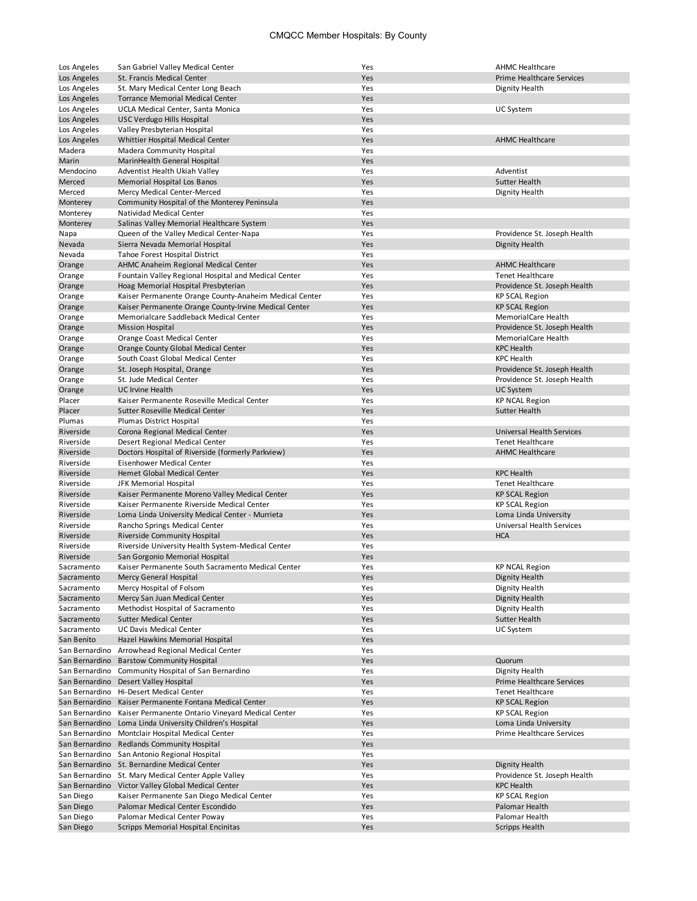| | | | |
|---|---|---|---|
| Los Angeles | San Gabriel Valley Medical Center | Yes | AHMC Healthcare |
| Los Angeles | St. Francis Medical Center | Yes | Prime Healthcare Services |
| Los Angeles | St. Mary Medical Center Long Beach | Yes | Dignity Health |
| Los Angeles | Torrance Memorial Medical Center | Yes | |
| Los Angeles | UCLA Medical Center, Santa Monica | Yes | UC System |
| Los Angeles | USC Verdugo Hills Hospital | Yes | |
| Los Angeles | Valley Presbyterian Hospital | Yes | |
| Los Angeles | Whittier Hospital Medical Center | Yes | AHMC Healthcare |
| Madera | Madera Community Hospital | Yes | |
| Marin | MarinHealth General Hospital | Yes | |
| Mendocino | Adventist Health Ukiah Valley | Yes | Adventist |
| Merced | Memorial Hospital Los Banos | Yes | Sutter Health |
| Merced | Mercy Medical Center-Merced | Yes | Dignity Health |
| Monterey | Community Hospital of the Monterey Peninsula | Yes | |
| Monterey | Natividad Medical Center | Yes | |
| Monterey | Salinas Valley Memorial Healthcare System | Yes | |
| Napa | Queen of the Valley Medical Center-Napa | Yes | Providence St. Joseph Health |
| Nevada | Sierra Nevada Memorial Hospital | Yes | Dignity Health |
| Nevada | Tahoe Forest Hospital District | Yes | |
| Orange | AHMC Anaheim Regional Medical Center | Yes | AHMC Healthcare |
| Orange | Fountain Valley Regional Hospital and Medical Center | Yes | Tenet Healthcare |
| Orange | Hoag Memorial Hospital Presbyterian | Yes | Providence St. Joseph Health |
| Orange | Kaiser Permanente Orange County-Anaheim Medical Center | Yes | KP SCAL Region |
| Orange | Kaiser Permanente Orange County-Irvine Medical Center | Yes | KP SCAL Region |
| Orange | Memorialcare Saddleback Medical Center | Yes | MemorialCare Health |
| Orange | Mission Hospital | Yes | Providence St. Joseph Health |
| Orange | Orange Coast Medical Center | Yes | MemorialCare Health |
| Orange | Orange County Global Medical Center | Yes | KPC Health |
| Orange | South Coast Global Medical Center | Yes | KPC Health |
| Orange | St. Joseph Hospital, Orange | Yes | Providence St. Joseph Health |
| Orange | St. Jude Medical Center | Yes | Providence St. Joseph Health |
| Orange | UC Irvine Health | Yes | UC System |
| Placer | Kaiser Permanente Roseville Medical Center | Yes | KP NCAL Region |
| Placer | Sutter Roseville Medical Center | Yes | Sutter Health |
| Plumas | Plumas District Hospital | Yes | |
| Riverside | Corona Regional Medical Center | Yes | Universal Health Services |
| Riverside | Desert Regional Medical Center | Yes | Tenet Healthcare |
| Riverside | Doctors Hospital of Riverside (formerly Parkview) | Yes | AHMC Healthcare |
| Riverside | Eisenhower Medical Center | Yes | |
| Riverside | Hemet Global Medical Center | Yes | KPC Health |
| Riverside | JFK Memorial Hospital | Yes | Tenet Healthcare |
| Riverside | Kaiser Permanente Moreno Valley Medical Center | Yes | KP SCAL Region |
| Riverside | Kaiser Permanente Riverside Medical Center | Yes | KP SCAL Region |
| Riverside | Loma Linda University Medical Center - Murrieta | Yes | Loma Linda University |
| Riverside | Rancho Springs Medical Center | Yes | Universal Health Services |
| Riverside | Riverside Community Hospital | Yes | HCA |
| Riverside | Riverside University Health System-Medical Center | Yes | |
| Riverside | San Gorgonio Memorial Hospital | Yes | |
| Sacramento | Kaiser Permanente South Sacramento Medical Center | Yes | KP NCAL Region |
| Sacramento | Mercy General Hospital | Yes | Dignity Health |
| Sacramento | Mercy Hospital of Folsom | Yes | Dignity Health |
| Sacramento | Mercy San Juan Medical Center | Yes | Dignity Health |
| Sacramento | Methodist Hospital of Sacramento | Yes | Dignity Health |
| Sacramento | Sutter Medical Center | Yes | Sutter Health |
| Sacramento | UC Davis Medical Center | Yes | UC System |
| San Benito | Hazel Hawkins Memorial Hospital | Yes | |
| San Bernardino | Arrowhead Regional Medical Center | Yes | |
| San Bernardino | Barstow Community Hospital | Yes | Quorum |
| San Bernardino | Community Hospital of San Bernardino | Yes | Dignity Health |
| San Bernardino | Desert Valley Hospital | Yes | Prime Healthcare Services |
| San Bernardino | Hi-Desert Medical Center | Yes | Tenet Healthcare |
| San Bernardino | Kaiser Permanente Fontana Medical Center | Yes | KP SCAL Region |
| San Bernardino | Kaiser Permanente Ontario Vineyard Medical Center | Yes | KP SCAL Region |
| San Bernardino | Loma Linda University Children's Hospital | Yes | Loma Linda University |
| San Bernardino | Montclair Hospital Medical Center | Yes | Prime Healthcare Services |
| San Bernardino | Redlands Community Hospital | Yes | |
| San Bernardino | San Antonio Regional Hospital | Yes | |
| San Bernardino | St. Bernardine Medical Center | Yes | Dignity Health |
| San Bernardino | St. Mary Medical Center Apple Valley | Yes | Providence St. Joseph Health |
| San Bernardino | Victor Valley Global Medical Center | Yes | KPC Health |
| San Diego | Kaiser Permanente San Diego Medical Center | Yes | KP SCAL Region |
| San Diego | Palomar Medical Center Escondido | Yes | Palomar Health |
| San Diego | Palomar Medical Center Poway | Yes | Palomar Health |
| San Diego | Scripps Memorial Hospital Encinitas | Yes | Scripps Health |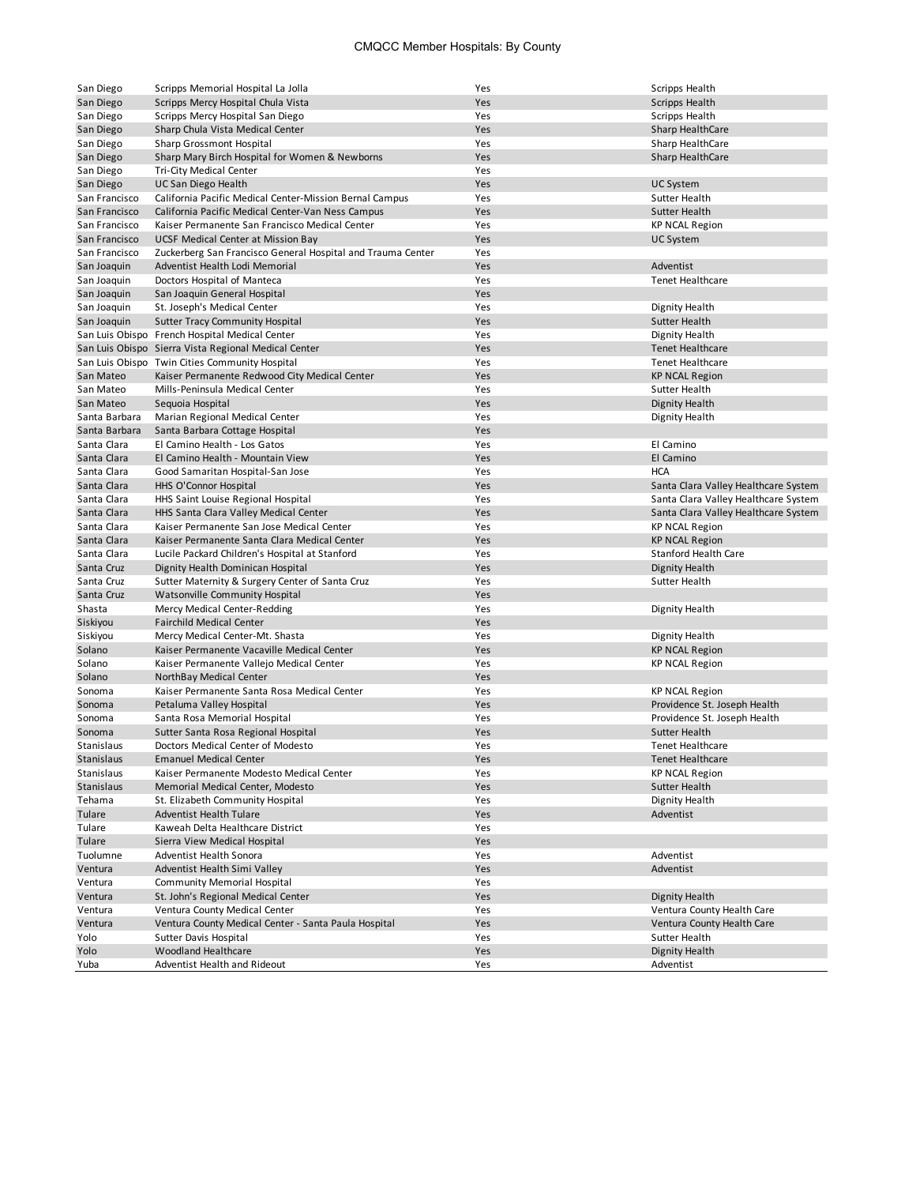| | | | |
|---|---|---|---|
| San Diego | Scripps Memorial Hospital La Jolla | Yes | Scripps Health |
| San Diego | Scripps Mercy Hospital Chula Vista | Yes | Scripps Health |
| San Diego | Scripps Mercy Hospital San Diego | Yes | Scripps Health |
| San Diego | Sharp Chula Vista Medical Center | Yes | Sharp HealthCare |
| San Diego | Sharp Grossmont Hospital | Yes | Sharp HealthCare |
| San Diego | Sharp Mary Birch Hospital for Women & Newborns | Yes | Sharp HealthCare |
| San Diego | Tri-City Medical Center | Yes | |
| San Diego | UC San Diego Health | Yes | UC System |
| San Francisco | California Pacific Medical Center-Mission Bernal Campus | Yes | Sutter Health |
| San Francisco | California Pacific Medical Center-Van Ness Campus | Yes | Sutter Health |
| San Francisco | Kaiser Permanente San Francisco Medical Center | Yes | KP NCAL Region |
| San Francisco | UCSF Medical Center at Mission Bay | Yes | UC System |
| San Francisco | Zuckerberg San Francisco General Hospital and Trauma Center | Yes | |
| San Joaquin | Adventist Health Lodi Memorial | Yes | Adventist |
| San Joaquin | Doctors Hospital of Manteca | Yes | Tenet Healthcare |
| San Joaquin | San Joaquin General Hospital | Yes | |
| San Joaquin | St. Joseph's Medical Center | Yes | Dignity Health |
| San Joaquin | Sutter Tracy Community Hospital | Yes | Sutter Health |
| San Luis Obispo | French Hospital Medical Center | Yes | Dignity Health |
| San Luis Obispo | Sierra Vista Regional Medical Center | Yes | Tenet Healthcare |
| San Luis Obispo | Twin Cities Community Hospital | Yes | Tenet Healthcare |
| San Mateo | Kaiser Permanente Redwood City Medical Center | Yes | KP NCAL Region |
| San Mateo | Mills-Peninsula Medical Center | Yes | Sutter Health |
| San Mateo | Sequoia Hospital | Yes | Dignity Health |
| Santa Barbara | Marian Regional Medical Center | Yes | Dignity Health |
| Santa Barbara | Santa Barbara Cottage Hospital | Yes | |
| Santa Clara | El Camino Health - Los Gatos | Yes | El Camino |
| Santa Clara | El Camino Health - Mountain View | Yes | El Camino |
| Santa Clara | Good Samaritan Hospital-San Jose | Yes | HCA |
| Santa Clara | HHS O'Connor Hospital | Yes | Santa Clara Valley Healthcare System |
| Santa Clara | HHS Saint Louise Regional Hospital | Yes | Santa Clara Valley Healthcare System |
| Santa Clara | HHS Santa Clara Valley Medical Center | Yes | Santa Clara Valley Healthcare System |
| Santa Clara | Kaiser Permanente San Jose Medical Center | Yes | KP NCAL Region |
| Santa Clara | Kaiser Permanente Santa Clara Medical Center | Yes | KP NCAL Region |
| Santa Clara | Lucile Packard Children's Hospital at Stanford | Yes | Stanford Health Care |
| Santa Cruz | Dignity Health Dominican Hospital | Yes | Dignity Health |
| Santa Cruz | Sutter Maternity & Surgery Center of Santa Cruz | Yes | Sutter Health |
| Santa Cruz | Watsonville Community Hospital | Yes | |
| Shasta | Mercy Medical Center-Redding | Yes | Dignity Health |
| Siskiyou | Fairchild Medical Center | Yes | |
| Siskiyou | Mercy Medical Center-Mt. Shasta | Yes | Dignity Health |
| Solano | Kaiser Permanente Vacaville Medical Center | Yes | KP NCAL Region |
| Solano | Kaiser Permanente Vallejo Medical Center | Yes | KP NCAL Region |
| Solano | NorthBay Medical Center | Yes | |
| Sonoma | Kaiser Permanente Santa Rosa Medical Center | Yes | KP NCAL Region |
| Sonoma | Petaluma Valley Hospital | Yes | Providence St. Joseph Health |
| Sonoma | Santa Rosa Memorial Hospital | Yes | Providence St. Joseph Health |
| Sonoma | Sutter Santa Rosa Regional Hospital | Yes | Sutter Health |
| Stanislaus | Doctors Medical Center of Modesto | Yes | Tenet Healthcare |
| Stanislaus | Emanuel Medical Center | Yes | Tenet Healthcare |
| Stanislaus | Kaiser Permanente Modesto Medical Center | Yes | KP NCAL Region |
| Stanislaus | Memorial Medical Center, Modesto | Yes | Sutter Health |
| Tehama | St. Elizabeth Community Hospital | Yes | Dignity Health |
| Tulare | Adventist Health Tulare | Yes | Adventist |
| Tulare | Kaweah Delta Healthcare District | Yes | |
| Tulare | Sierra View Medical Hospital | Yes | |
| Tuolumne | Adventist Health Sonora | Yes | Adventist |
| Ventura | Adventist Health Simi Valley | Yes | Adventist |
| Ventura | Community Memorial Hospital | Yes | |
| Ventura | St. John's Regional Medical Center | Yes | Dignity Health |
| Ventura | Ventura County Medical Center | Yes | Ventura County Health Care |
| Ventura | Ventura County Medical Center - Santa Paula Hospital | Yes | Ventura County Health Care |
| Yolo | Sutter Davis Hospital | Yes | Sutter Health |
| Yolo | Woodland Healthcare | Yes | Dignity Health |
| Yuba | Adventist Health and Rideout | Yes | Adventist |